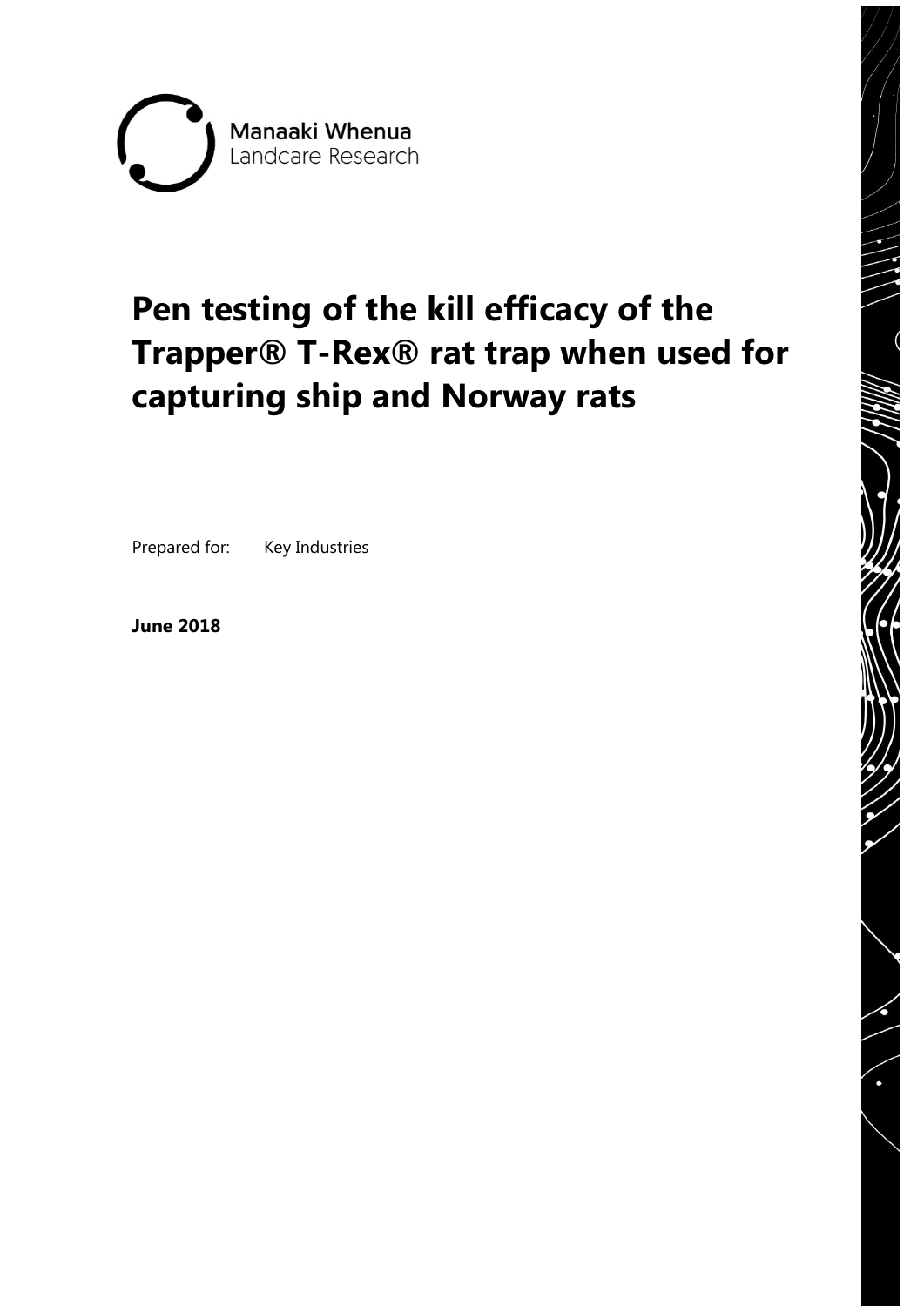Manaaki Whenua
Landcare Research

# Pen testing of the kill efficacy of the Trapper® T-Rex® rat trap when used for capturing ship and Norway rats

Prepared for: Key Industries

**June 2018**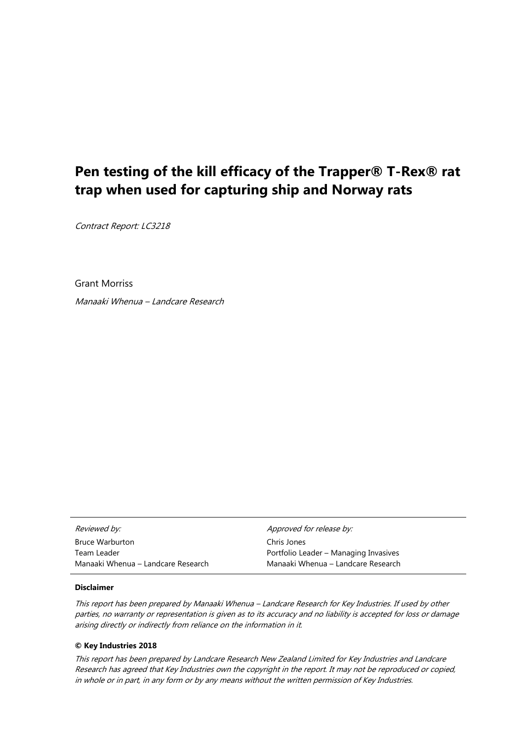# Pen testing of the kill efficacy of the Trapper® T-Rex® rat trap when used for capturing ship and Norway rats

*Contract Report: LC3218*

Grant Morriss

*Manaaki Whenua – Landcare Research*

| *Reviewed by:* | *Approved for release by:* |
| --- | --- |
| Bruce Warburton | Chris Jones |
| Team Leader | Portfolio Leader – Managing Invasives |
| Manaaki Whenua – Landcare Research | Manaaki Whenua – Landcare Research |

**Disclaimer**

*This report has been prepared by Manaaki Whenua – Landcare Research for Key Industries. If used by other parties, no warranty or representation is given as to its accuracy and no liability is accepted for loss or damage arising directly or indirectly from reliance on the information in it.*

**© Key Industries 2018**

*This report has been prepared by Landcare Research New Zealand Limited for Key Industries and Landcare Research has agreed that Key Industries own the copyright in the report. It may not be reproduced or copied, in whole or in part, in any form or by any means without the written permission of Key Industries.*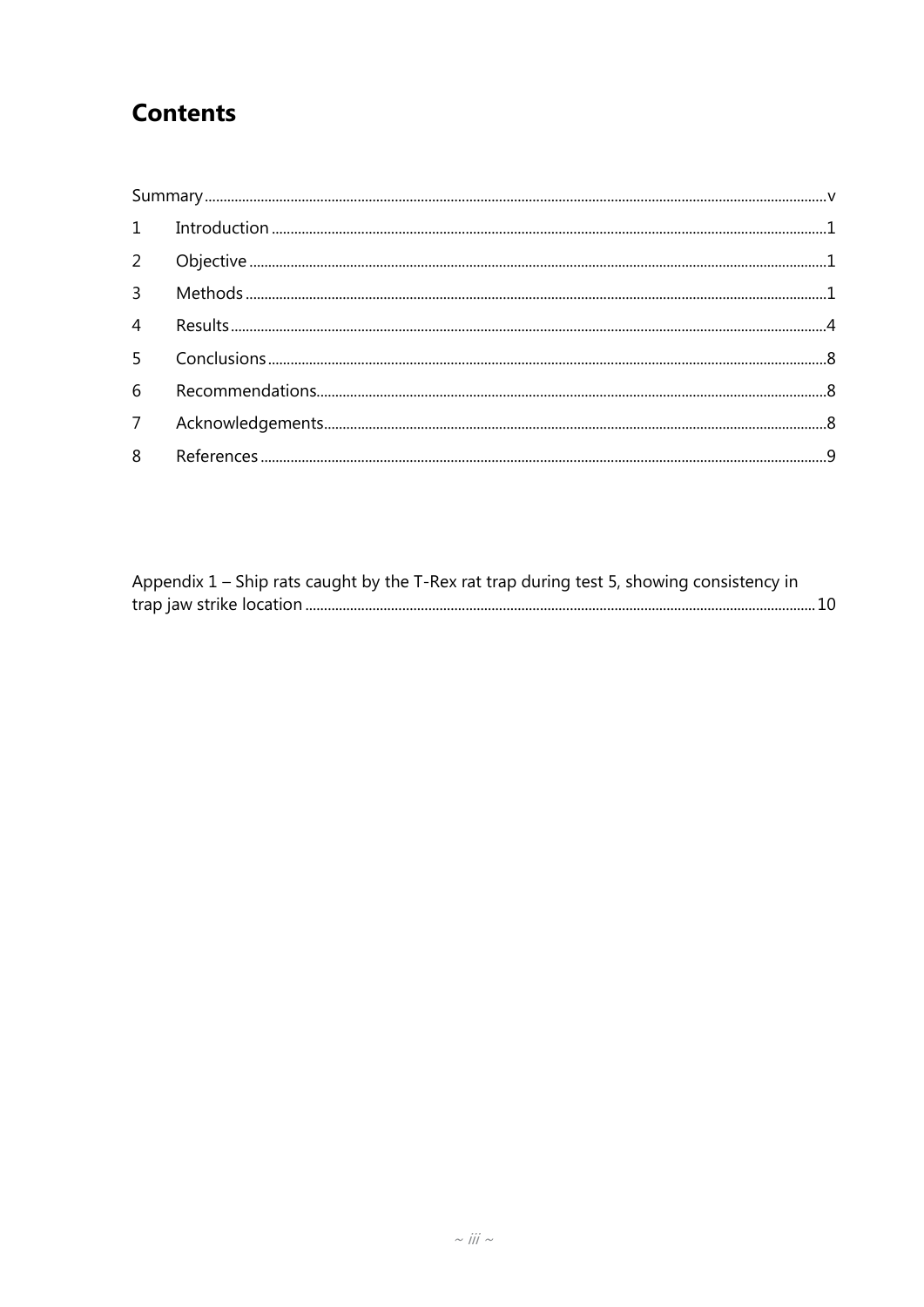# Contents

| | | |
|---|---|---|
| Summary | | v |
| 1 | Introduction | 1 |
| 2 | Objective | 1 |
| 3 | Methods | 1 |
| 4 | Results | 4 |
| 5 | Conclusions | 8 |
| 6 | Recommendations | 8 |
| 7 | Acknowledgements | 8 |
| 8 | References | 9 |

Appendix 1 – Ship rats caught by the T-Rex rat trap during test 5, showing consistency in trap jaw strike location ..... 10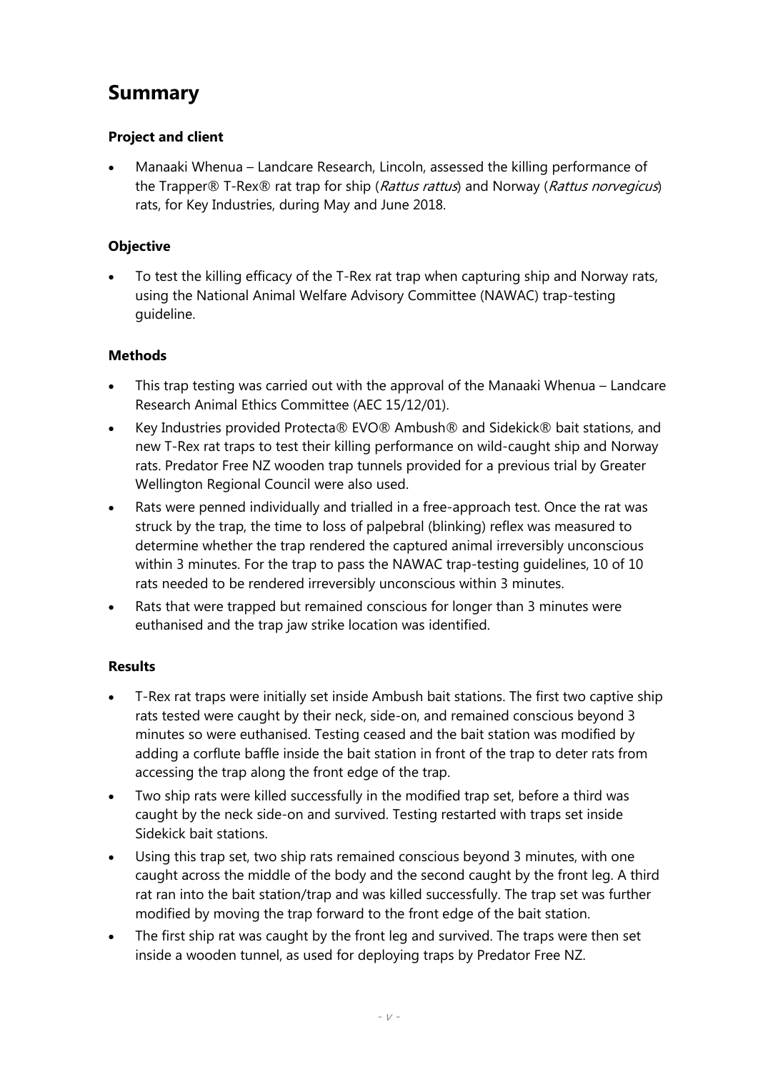## Summary

### Project and client

- Manaaki Whenua – Landcare Research, Lincoln, assessed the killing performance of the Trapper® T-Rex® rat trap for ship (*Rattus rattus*) and Norway (*Rattus norvegicus*) rats, for Key Industries, during May and June 2018.

### Objective

- To test the killing efficacy of the T-Rex rat trap when capturing ship and Norway rats, using the National Animal Welfare Advisory Committee (NAWAC) trap-testing guideline.

### Methods

- This trap testing was carried out with the approval of the Manaaki Whenua – Landcare Research Animal Ethics Committee (AEC 15/12/01).
- Key Industries provided Protecta® EVO® Ambush® and Sidekick® bait stations, and new T-Rex rat traps to test their killing performance on wild-caught ship and Norway rats. Predator Free NZ wooden trap tunnels provided for a previous trial by Greater Wellington Regional Council were also used.
- Rats were penned individually and trialled in a free-approach test. Once the rat was struck by the trap, the time to loss of palpebral (blinking) reflex was measured to determine whether the trap rendered the captured animal irreversibly unconscious within 3 minutes. For the trap to pass the NAWAC trap-testing guidelines, 10 of 10 rats needed to be rendered irreversibly unconscious within 3 minutes.
- Rats that were trapped but remained conscious for longer than 3 minutes were euthanised and the trap jaw strike location was identified.

### Results

- T-Rex rat traps were initially set inside Ambush bait stations. The first two captive ship rats tested were caught by their neck, side-on, and remained conscious beyond 3 minutes so were euthanised. Testing ceased and the bait station was modified by adding a corflute baffle inside the bait station in front of the trap to deter rats from accessing the trap along the front edge of the trap.
- Two ship rats were killed successfully in the modified trap set, before a third was caught by the neck side-on and survived. Testing restarted with traps set inside Sidekick bait stations.
- Using this trap set, two ship rats remained conscious beyond 3 minutes, with one caught across the middle of the body and the second caught by the front leg. A third rat ran into the bait station/trap and was killed successfully. The trap set was further modified by moving the trap forward to the front edge of the bait station.
- The first ship rat was caught by the front leg and survived. The traps were then set inside a wooden tunnel, as used for deploying traps by Predator Free NZ.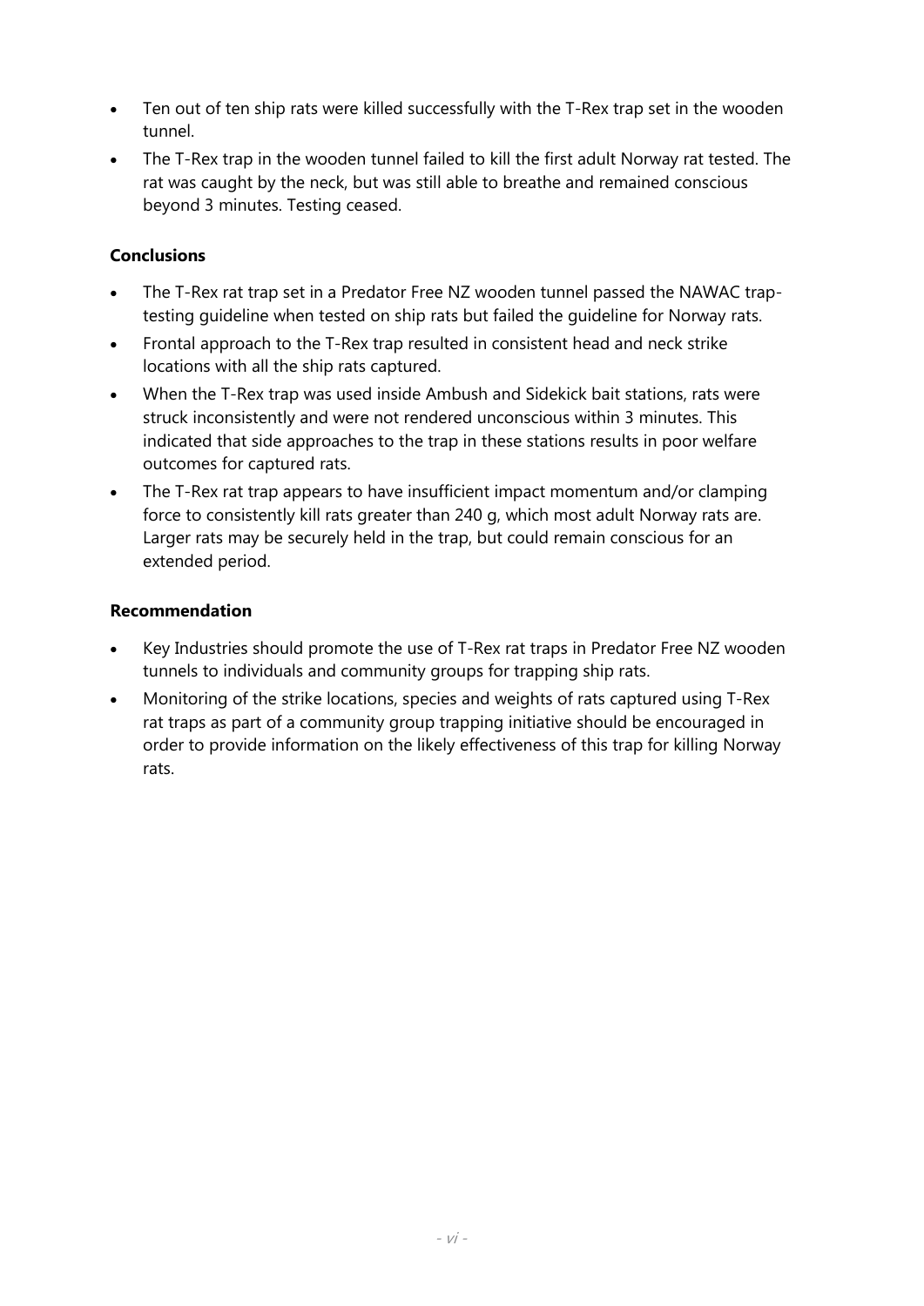- Ten out of ten ship rats were killed successfully with the T-Rex trap set in the wooden tunnel.
- The T-Rex trap in the wooden tunnel failed to kill the first adult Norway rat tested. The rat was caught by the neck, but was still able to breathe and remained conscious beyond 3 minutes. Testing ceased.

**Conclusions**

- The T-Rex rat trap set in a Predator Free NZ wooden tunnel passed the NAWAC trap-testing guideline when tested on ship rats but failed the guideline for Norway rats.
- Frontal approach to the T-Rex trap resulted in consistent head and neck strike locations with all the ship rats captured.
- When the T-Rex trap was used inside Ambush and Sidekick bait stations, rats were struck inconsistently and were not rendered unconscious within 3 minutes. This indicated that side approaches to the trap in these stations results in poor welfare outcomes for captured rats.
- The T-Rex rat trap appears to have insufficient impact momentum and/or clamping force to consistently kill rats greater than 240 g, which most adult Norway rats are. Larger rats may be securely held in the trap, but could remain conscious for an extended period.

**Recommendation**

- Key Industries should promote the use of T-Rex rat traps in Predator Free NZ wooden tunnels to individuals and community groups for trapping ship rats.
- Monitoring of the strike locations, species and weights of rats captured using T-Rex rat traps as part of a community group trapping initiative should be encouraged in order to provide information on the likely effectiveness of this trap for killing Norway rats.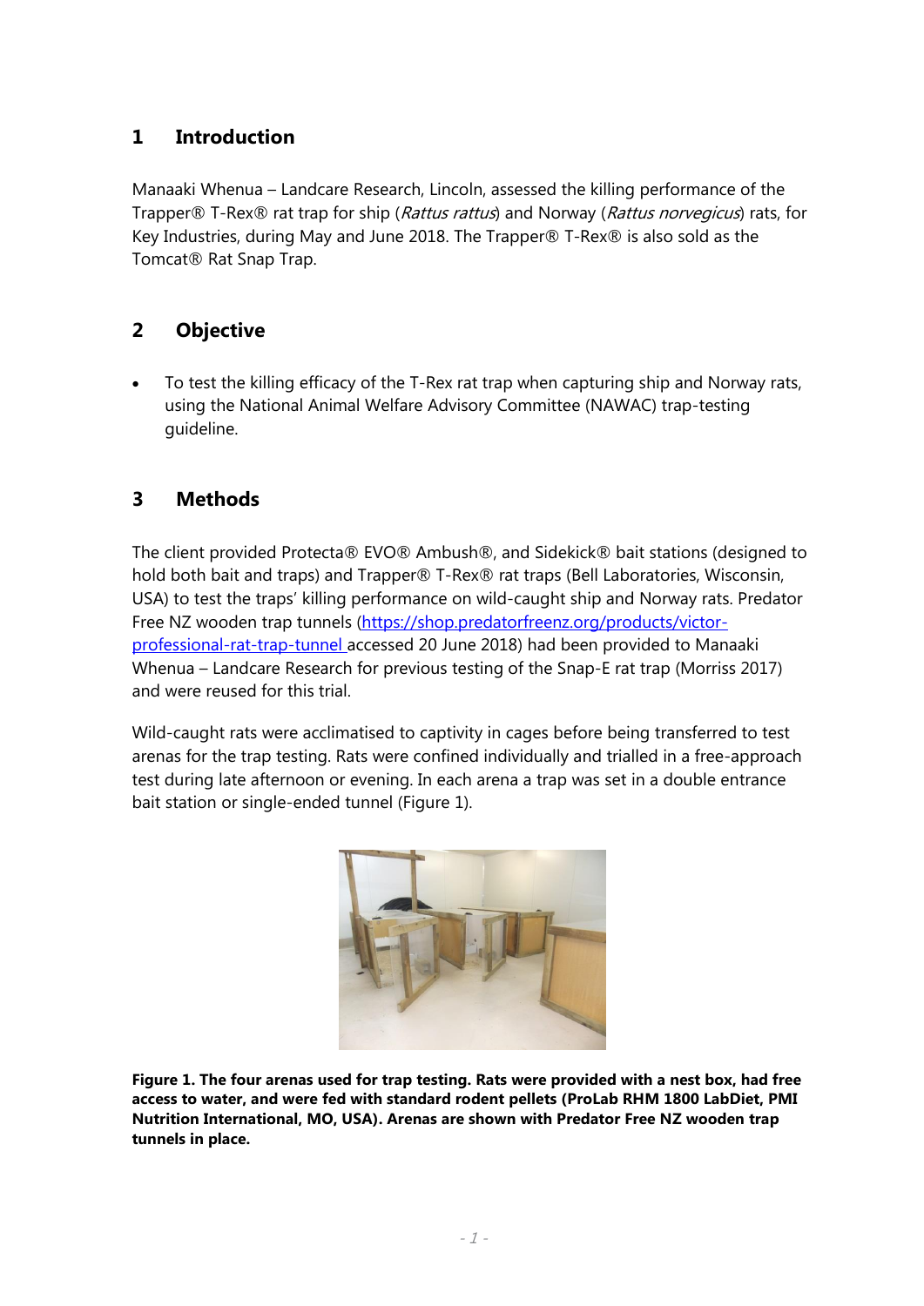## 1 Introduction

Manaaki Whenua – Landcare Research, Lincoln, assessed the killing performance of the Trapper® T-Rex® rat trap for ship (*Rattus rattus*) and Norway (*Rattus norvegicus*) rats, for Key Industries, during May and June 2018. The Trapper® T-Rex® is also sold as the Tomcat® Rat Snap Trap.

## 2 Objective

- To test the killing efficacy of the T-Rex rat trap when capturing ship and Norway rats, using the National Animal Welfare Advisory Committee (NAWAC) trap-testing guideline.

## 3 Methods

The client provided Protecta® EVO® Ambush®, and Sidekick® bait stations (designed to hold both bait and traps) and Trapper® T-Rex® rat traps (Bell Laboratories, Wisconsin, USA) to test the traps' killing performance on wild-caught ship and Norway rats. Predator Free NZ wooden trap tunnels (https://shop.predatorfreenz.org/products/victor-professional-rat-trap-tunnel accessed 20 June 2018) had been provided to Manaaki Whenua – Landcare Research for previous testing of the Snap-E rat trap (Morriss 2017) and were reused for this trial.

Wild-caught rats were acclimatised to captivity in cages before being transferred to test arenas for the trap testing. Rats were confined individually and trialled in a free-approach test during late afternoon or evening. In each arena a trap was set in a double entrance bait station or single-ended tunnel (Figure 1).

**Figure 1. The four arenas used for trap testing. Rats were provided with a nest box, had free access to water, and were fed with standard rodent pellets (ProLab RHM 1800 LabDiet, PMI Nutrition International, MO, USA). Arenas are shown with Predator Free NZ wooden trap tunnels in place.**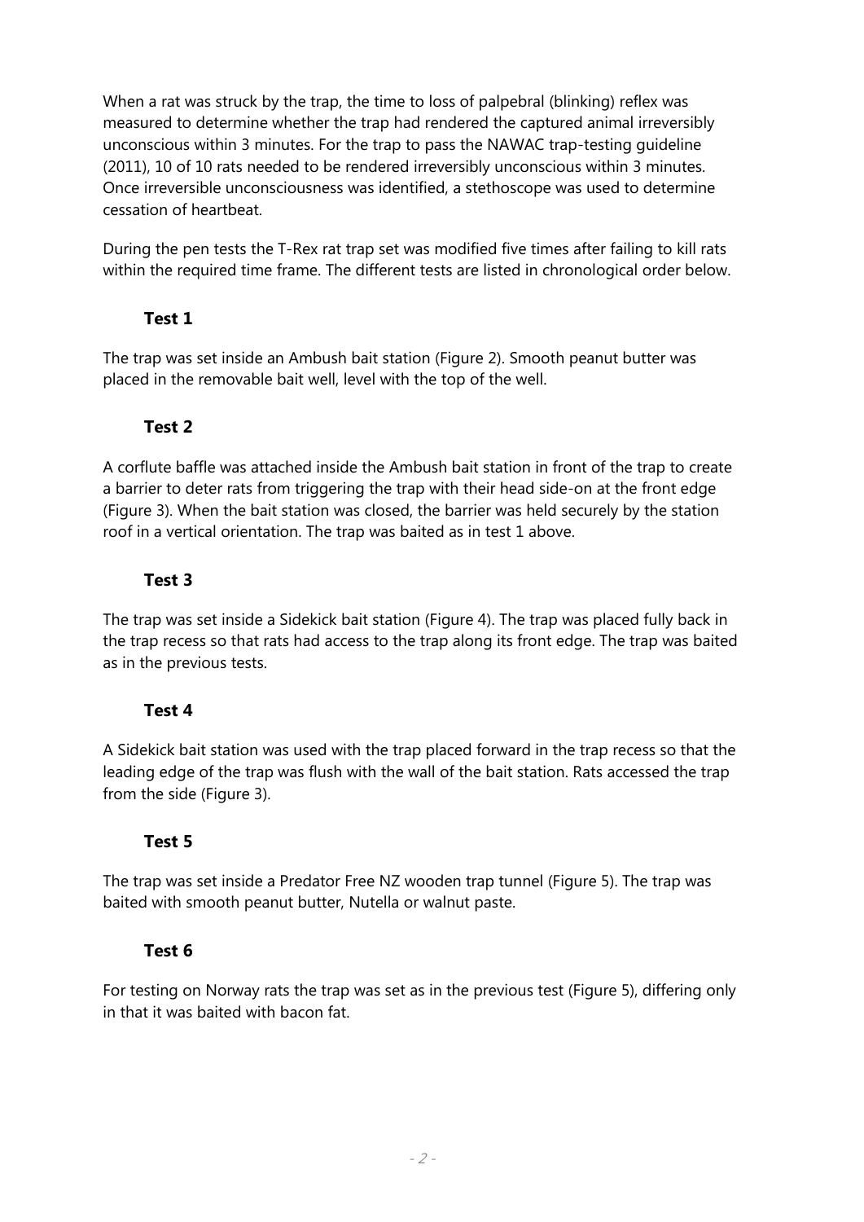When a rat was struck by the trap, the time to loss of palpebral (blinking) reflex was measured to determine whether the trap had rendered the captured animal irreversibly unconscious within 3 minutes. For the trap to pass the NAWAC trap-testing guideline (2011), 10 of 10 rats needed to be rendered irreversibly unconscious within 3 minutes. Once irreversible unconsciousness was identified, a stethoscope was used to determine cessation of heartbeat.

During the pen tests the T-Rex rat trap set was modified five times after failing to kill rats within the required time frame. The different tests are listed in chronological order below.

### Test 1

The trap was set inside an Ambush bait station (Figure 2). Smooth peanut butter was placed in the removable bait well, level with the top of the well.

### Test 2

A corflute baffle was attached inside the Ambush bait station in front of the trap to create a barrier to deter rats from triggering the trap with their head side-on at the front edge (Figure 3). When the bait station was closed, the barrier was held securely by the station roof in a vertical orientation. The trap was baited as in test 1 above.

### Test 3

The trap was set inside a Sidekick bait station (Figure 4). The trap was placed fully back in the trap recess so that rats had access to the trap along its front edge. The trap was baited as in the previous tests.

### Test 4

A Sidekick bait station was used with the trap placed forward in the trap recess so that the leading edge of the trap was flush with the wall of the bait station. Rats accessed the trap from the side (Figure 3).

### Test 5

The trap was set inside a Predator Free NZ wooden trap tunnel (Figure 5). The trap was baited with smooth peanut butter, Nutella or walnut paste.

### Test 6

For testing on Norway rats the trap was set as in the previous test (Figure 5), differing only in that it was baited with bacon fat.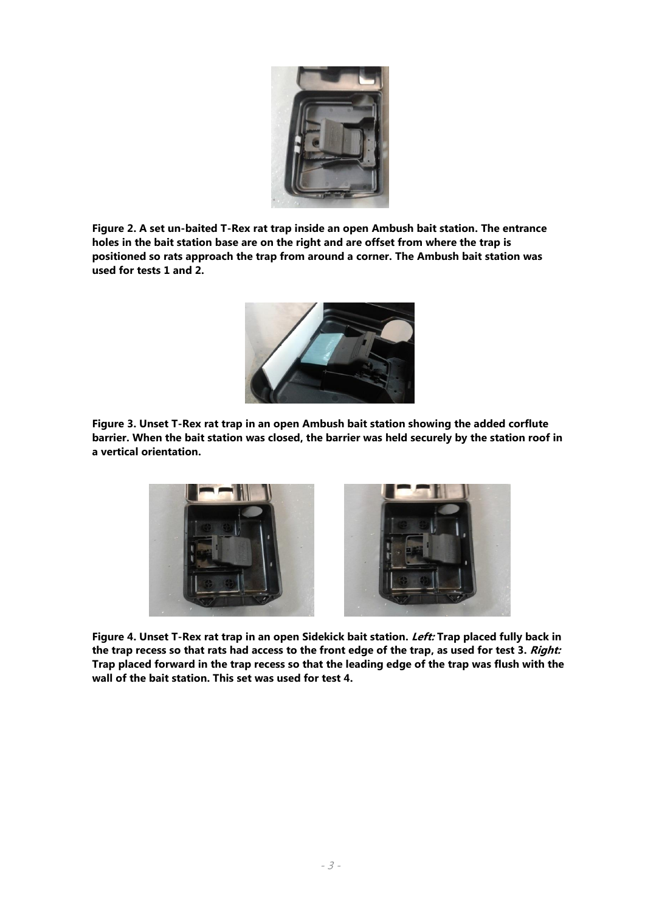**Figure 2. A set un-baited T-Rex rat trap inside an open Ambush bait station. The entrance holes in the bait station base are on the right and are offset from where the trap is positioned so rats approach the trap from around a corner. The Ambush bait station was used for tests 1 and 2.**

**Figure 3. Unset T-Rex rat trap in an open Ambush bait station showing the added corflute barrier. When the bait station was closed, the barrier was held securely by the station roof in a vertical orientation.**

**Figure 4. Unset T-Rex rat trap in an open Sidekick bait station. *Left:* Trap placed fully back in the trap recess so that rats had access to the front edge of the trap, as used for test 3. *Right:* Trap placed forward in the trap recess so that the leading edge of the trap was flush with the wall of the bait station. This set was used for test 4.**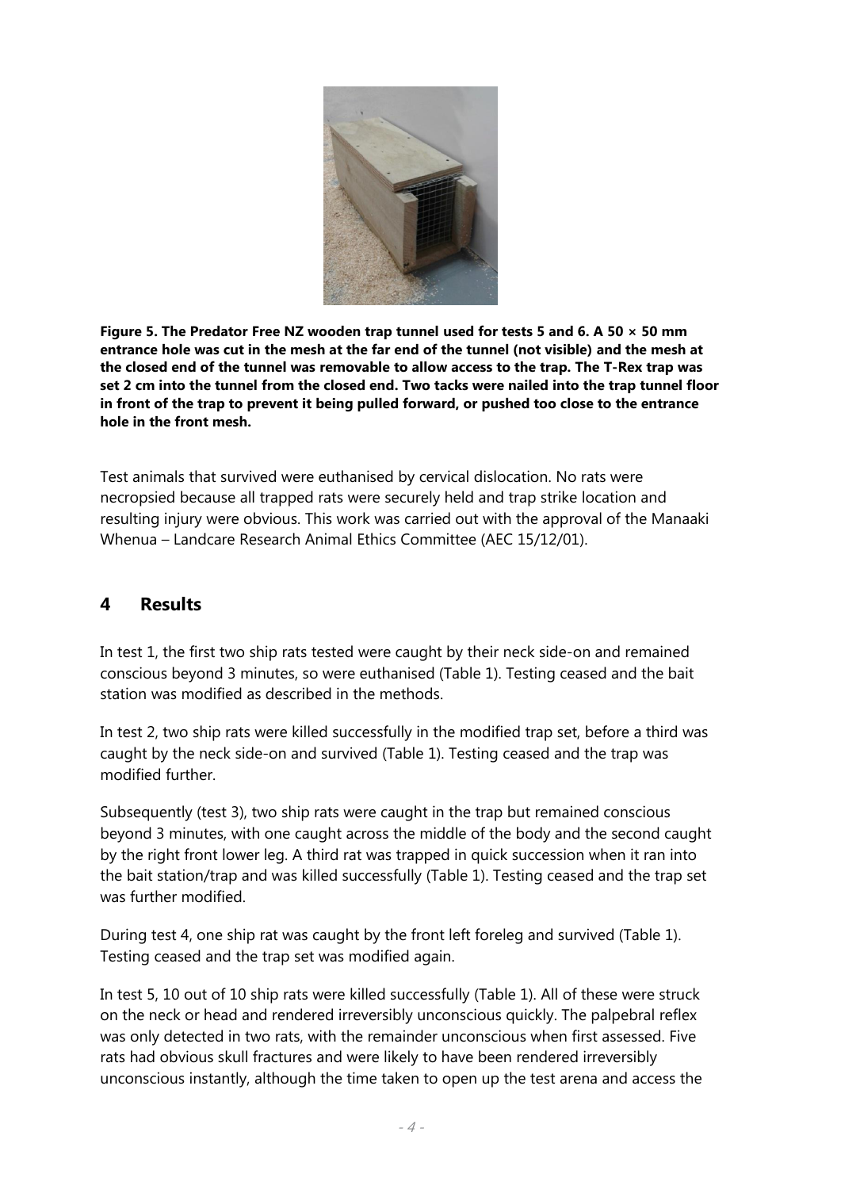**Figure 5. The Predator Free NZ wooden trap tunnel used for tests 5 and 6. A 50 × 50 mm entrance hole was cut in the mesh at the far end of the tunnel (not visible) and the mesh at the closed end of the tunnel was removable to allow access to the trap. The T-Rex trap was set 2 cm into the tunnel from the closed end. Two tacks were nailed into the trap tunnel floor in front of the trap to prevent it being pulled forward, or pushed too close to the entrance hole in the front mesh.**

Test animals that survived were euthanised by cervical dislocation. No rats were necropsied because all trapped rats were securely held and trap strike location and resulting injury were obvious. This work was carried out with the approval of the Manaaki Whenua – Landcare Research Animal Ethics Committee (AEC 15/12/01).

## 4 Results

In test 1, the first two ship rats tested were caught by their neck side-on and remained conscious beyond 3 minutes, so were euthanised (Table 1). Testing ceased and the bait station was modified as described in the methods.

In test 2, two ship rats were killed successfully in the modified trap set, before a third was caught by the neck side-on and survived (Table 1). Testing ceased and the trap was modified further.

Subsequently (test 3), two ship rats were caught in the trap but remained conscious beyond 3 minutes, with one caught across the middle of the body and the second caught by the right front lower leg. A third rat was trapped in quick succession when it ran into the bait station/trap and was killed successfully (Table 1). Testing ceased and the trap set was further modified.

During test 4, one ship rat was caught by the front left foreleg and survived (Table 1). Testing ceased and the trap set was modified again.

In test 5, 10 out of 10 ship rats were killed successfully (Table 1). All of these were struck on the neck or head and rendered irreversibly unconscious quickly. The palpebral reflex was only detected in two rats, with the remainder unconscious when first assessed. Five rats had obvious skull fractures and were likely to have been rendered irreversibly unconscious instantly, although the time taken to open up the test arena and access the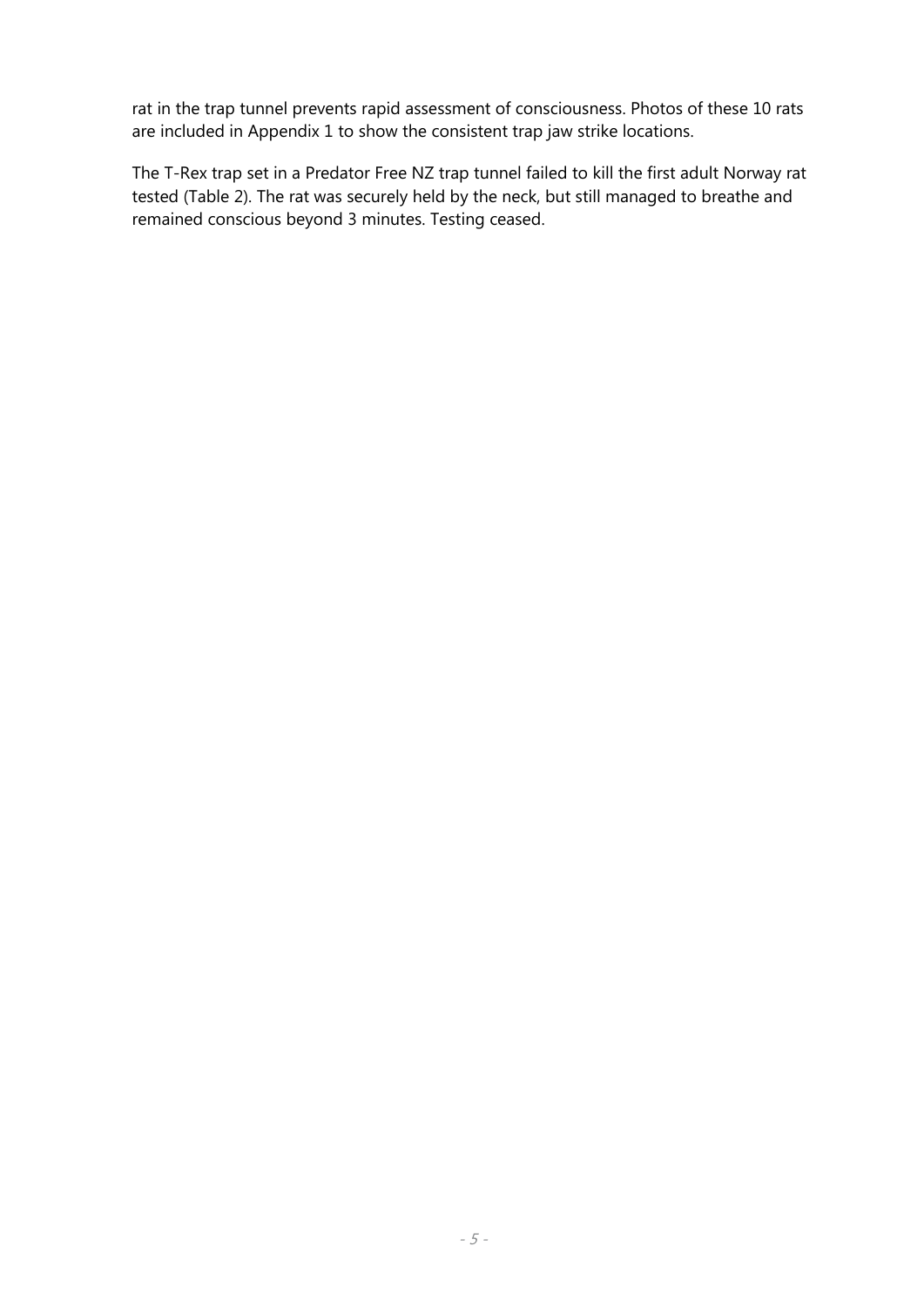rat in the trap tunnel prevents rapid assessment of consciousness. Photos of these 10 rats are included in Appendix 1 to show the consistent trap jaw strike locations.

The T-Rex trap set in a Predator Free NZ trap tunnel failed to kill the first adult Norway rat tested (Table 2). The rat was securely held by the neck, but still managed to breathe and remained conscious beyond 3 minutes. Testing ceased.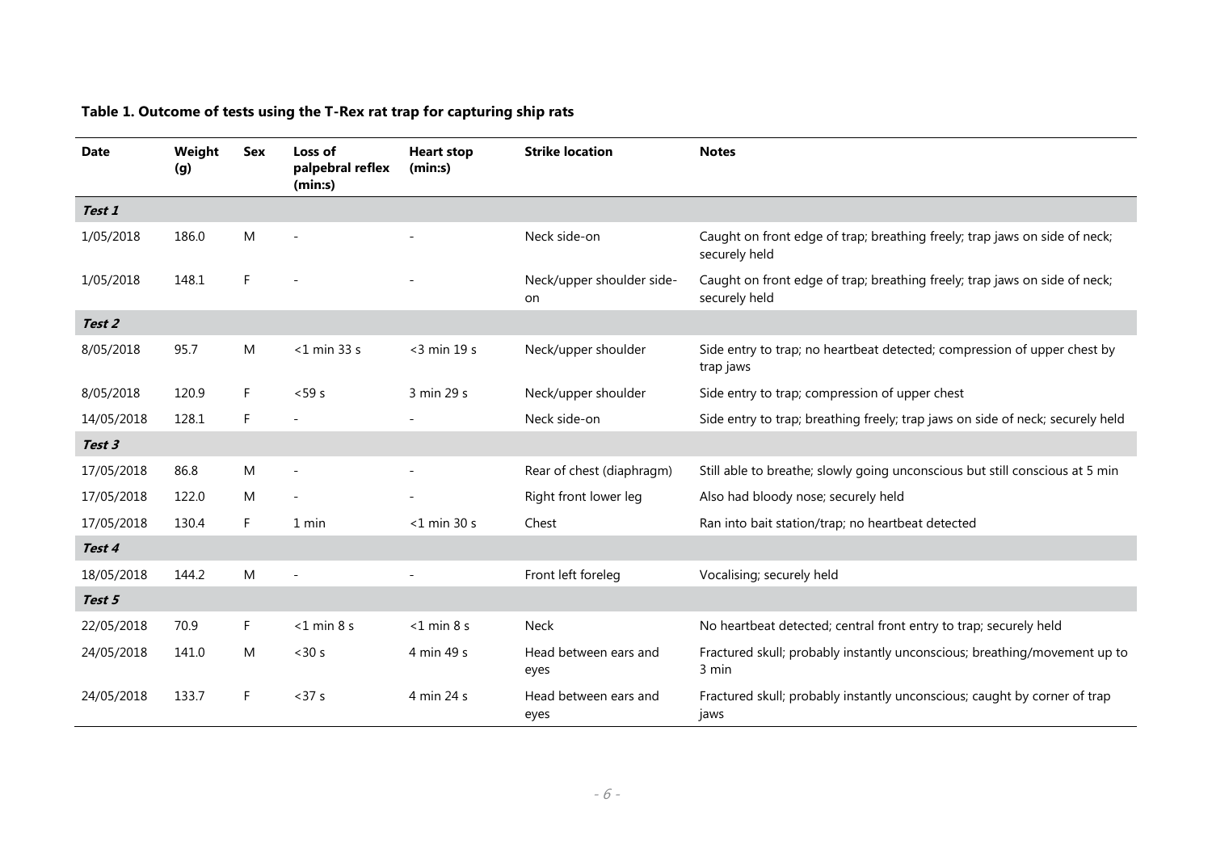**Table 1. Outcome of tests using the T-Rex rat trap for capturing ship rats**

| Date | Weight (g) | Sex | Loss of palpebral reflex (min:s) | Heart stop (min:s) | Strike location | Notes |
|---|---|---|---|---|---|---|
| ***Test 1*** | | | | | | |
| 1/05/2018 | 186.0 | M | - | - | Neck side-on | Caught on front edge of trap; breathing freely; trap jaws on side of neck; securely held |
| 1/05/2018 | 148.1 | F | - | - | Neck/upper shoulder side-on | Caught on front edge of trap; breathing freely; trap jaws on side of neck; securely held |
| ***Test 2*** | | | | | | |
| 8/05/2018 | 95.7 | M | <1 min 33 s | <3 min 19 s | Neck/upper shoulder | Side entry to trap; no heartbeat detected; compression of upper chest by trap jaws |
| 8/05/2018 | 120.9 | F | <59 s | 3 min 29 s | Neck/upper shoulder | Side entry to trap; compression of upper chest |
| 14/05/2018 | 128.1 | F | - | - | Neck side-on | Side entry to trap; breathing freely; trap jaws on side of neck; securely held |
| ***Test 3*** | | | | | | |
| 17/05/2018 | 86.8 | M | - | - | Rear of chest (diaphragm) | Still able to breathe; slowly going unconscious but still conscious at 5 min |
| 17/05/2018 | 122.0 | M | - | - | Right front lower leg | Also had bloody nose; securely held |
| 17/05/2018 | 130.4 | F | 1 min | <1 min 30 s | Chest | Ran into bait station/trap; no heartbeat detected |
| ***Test 4*** | | | | | | |
| 18/05/2018 | 144.2 | M | - | - | Front left foreleg | Vocalising; securely held |
| ***Test 5*** | | | | | | |
| 22/05/2018 | 70.9 | F | <1 min 8 s | <1 min 8 s | Neck | No heartbeat detected; central front entry to trap; securely held |
| 24/05/2018 | 141.0 | M | <30 s | 4 min 49 s | Head between ears and eyes | Fractured skull; probably instantly unconscious; breathing/movement up to 3 min |
| 24/05/2018 | 133.7 | F | <37 s | 4 min 24 s | Head between ears and eyes | Fractured skull; probably instantly unconscious; caught by corner of trap jaws |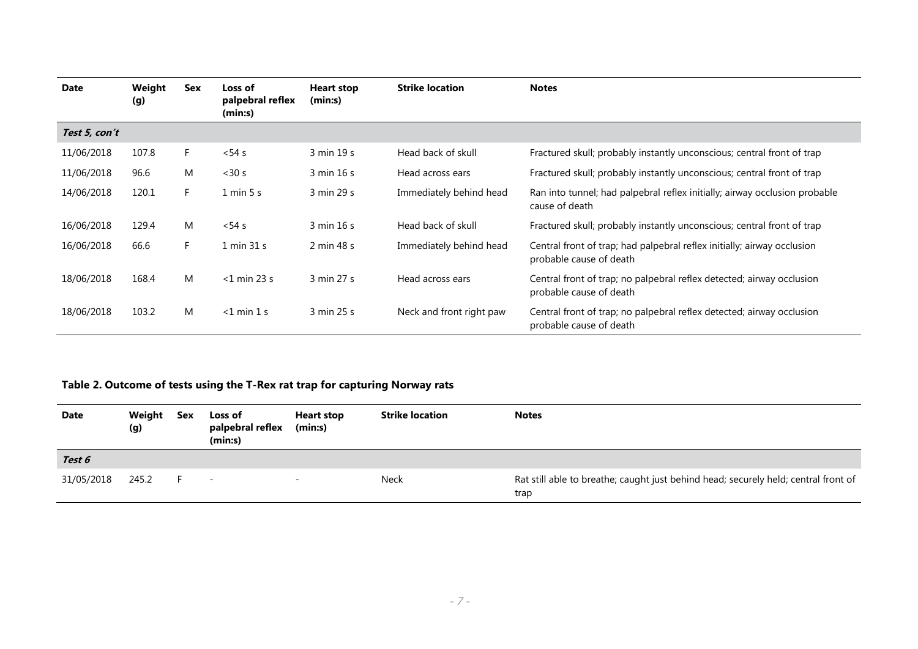| Date | Weight (g) | Sex | Loss of palpebral reflex (min:s) | Heart stop (min:s) | Strike location | Notes |
|---|---|---|---|---|---|---|
| ***Test 5, con't*** | | | | | | |
| 11/06/2018 | 107.8 | F | <54 s | 3 min 19 s | Head back of skull | Fractured skull; probably instantly unconscious; central front of trap |
| 11/06/2018 | 96.6 | M | <30 s | 3 min 16 s | Head across ears | Fractured skull; probably instantly unconscious; central front of trap |
| 14/06/2018 | 120.1 | F | 1 min 5 s | 3 min 29 s | Immediately behind head | Ran into tunnel; had palpebral reflex initially; airway occlusion probable cause of death |
| 16/06/2018 | 129.4 | M | <54 s | 3 min 16 s | Head back of skull | Fractured skull; probably instantly unconscious; central front of trap |
| 16/06/2018 | 66.6 | F | 1 min 31 s | 2 min 48 s | Immediately behind head | Central front of trap; had palpebral reflex initially; airway occlusion probable cause of death |
| 18/06/2018 | 168.4 | M | <1 min 23 s | 3 min 27 s | Head across ears | Central front of trap; no palpebral reflex detected; airway occlusion probable cause of death |
| 18/06/2018 | 103.2 | M | <1 min 1 s | 3 min 25 s | Neck and front right paw | Central front of trap; no palpebral reflex detected; airway occlusion probable cause of death |

**Table 2. Outcome of tests using the T-Rex rat trap for capturing Norway rats**

| Date | Weight (g) | Sex | Loss of palpebral reflex (min:s) | Heart stop (min:s) | Strike location | Notes |
|---|---|---|---|---|---|---|
| ***Test 6*** | | | | | | |
| 31/05/2018 | 245.2 | F | - | - | Neck | Rat still able to breathe; caught just behind head; securely held; central front of trap |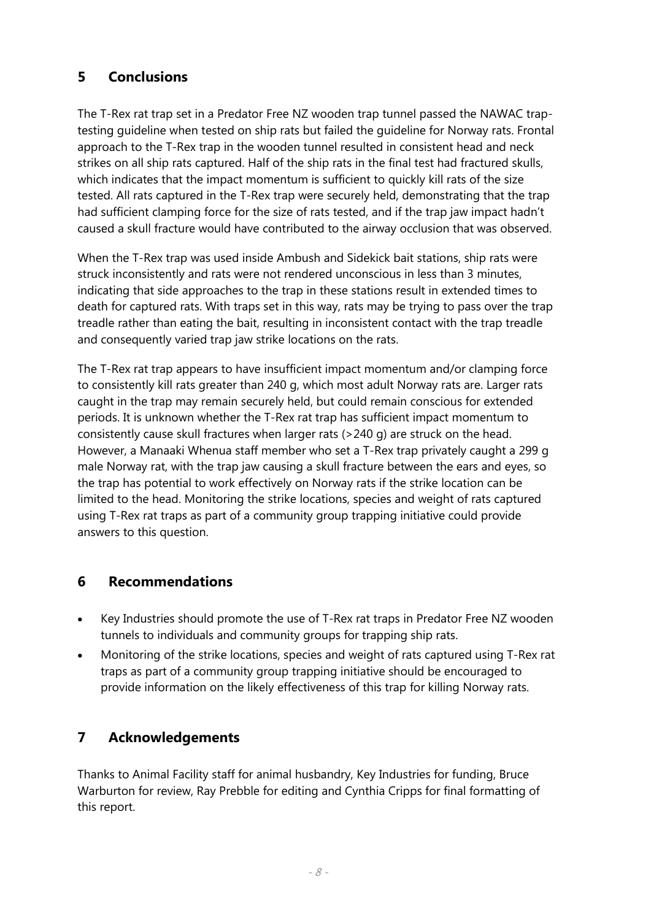## 5 Conclusions

The T-Rex rat trap set in a Predator Free NZ wooden trap tunnel passed the NAWAC trap-testing guideline when tested on ship rats but failed the guideline for Norway rats. Frontal approach to the T-Rex trap in the wooden tunnel resulted in consistent head and neck strikes on all ship rats captured. Half of the ship rats in the final test had fractured skulls, which indicates that the impact momentum is sufficient to quickly kill rats of the size tested. All rats captured in the T-Rex trap were securely held, demonstrating that the trap had sufficient clamping force for the size of rats tested, and if the trap jaw impact hadn't caused a skull fracture would have contributed to the airway occlusion that was observed.

When the T-Rex trap was used inside Ambush and Sidekick bait stations, ship rats were struck inconsistently and rats were not rendered unconscious in less than 3 minutes, indicating that side approaches to the trap in these stations result in extended times to death for captured rats. With traps set in this way, rats may be trying to pass over the trap treadle rather than eating the bait, resulting in inconsistent contact with the trap treadle and consequently varied trap jaw strike locations on the rats.

The T-Rex rat trap appears to have insufficient impact momentum and/or clamping force to consistently kill rats greater than 240 g, which most adult Norway rats are. Larger rats caught in the trap may remain securely held, but could remain conscious for extended periods. It is unknown whether the T-Rex rat trap has sufficient impact momentum to consistently cause skull fractures when larger rats (>240 g) are struck on the head. However, a Manaaki Whenua staff member who set a T-Rex trap privately caught a 299 g male Norway rat, with the trap jaw causing a skull fracture between the ears and eyes, so the trap has potential to work effectively on Norway rats if the strike location can be limited to the head. Monitoring the strike locations, species and weight of rats captured using T-Rex rat traps as part of a community group trapping initiative could provide answers to this question.

## 6 Recommendations

- Key Industries should promote the use of T-Rex rat traps in Predator Free NZ wooden tunnels to individuals and community groups for trapping ship rats.
- Monitoring of the strike locations, species and weight of rats captured using T-Rex rat traps as part of a community group trapping initiative should be encouraged to provide information on the likely effectiveness of this trap for killing Norway rats.

## 7 Acknowledgements

Thanks to Animal Facility staff for animal husbandry, Key Industries for funding, Bruce Warburton for review, Ray Prebble for editing and Cynthia Cripps for final formatting of this report.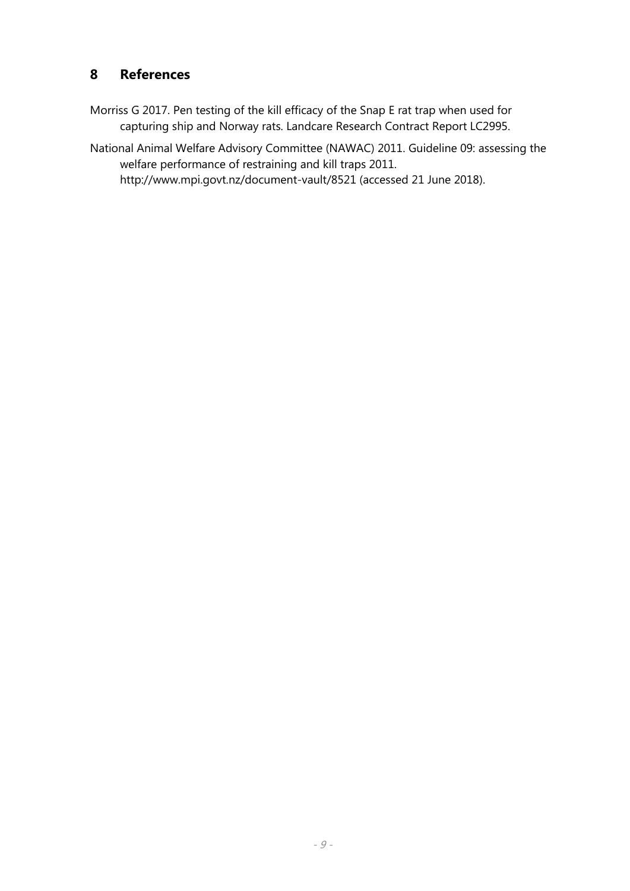## 8 References

Morriss G 2017. Pen testing of the kill efficacy of the Snap E rat trap when used for capturing ship and Norway rats. Landcare Research Contract Report LC2995.

National Animal Welfare Advisory Committee (NAWAC) 2011. Guideline 09: assessing the welfare performance of restraining and kill traps 2011. http://www.mpi.govt.nz/document-vault/8521 (accessed 21 June 2018).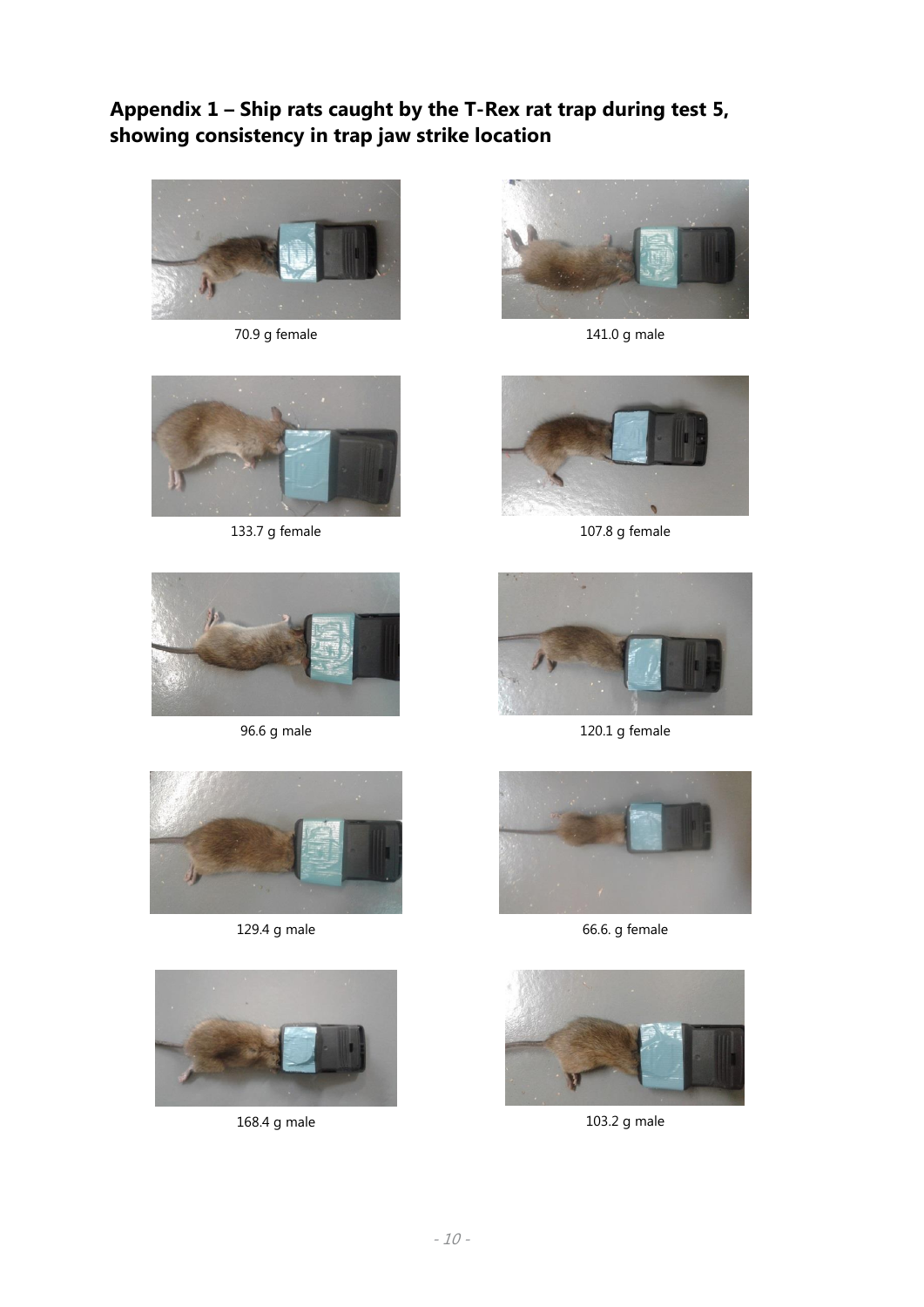## Appendix 1 – Ship rats caught by the T-Rex rat trap during test 5, showing consistency in trap jaw strike location

70.9 g female

141.0 g male

133.7 g female

107.8 g female

96.6 g male

120.1 g female

129.4 g male

66.6. g female

168.4 g male

103.2 g male